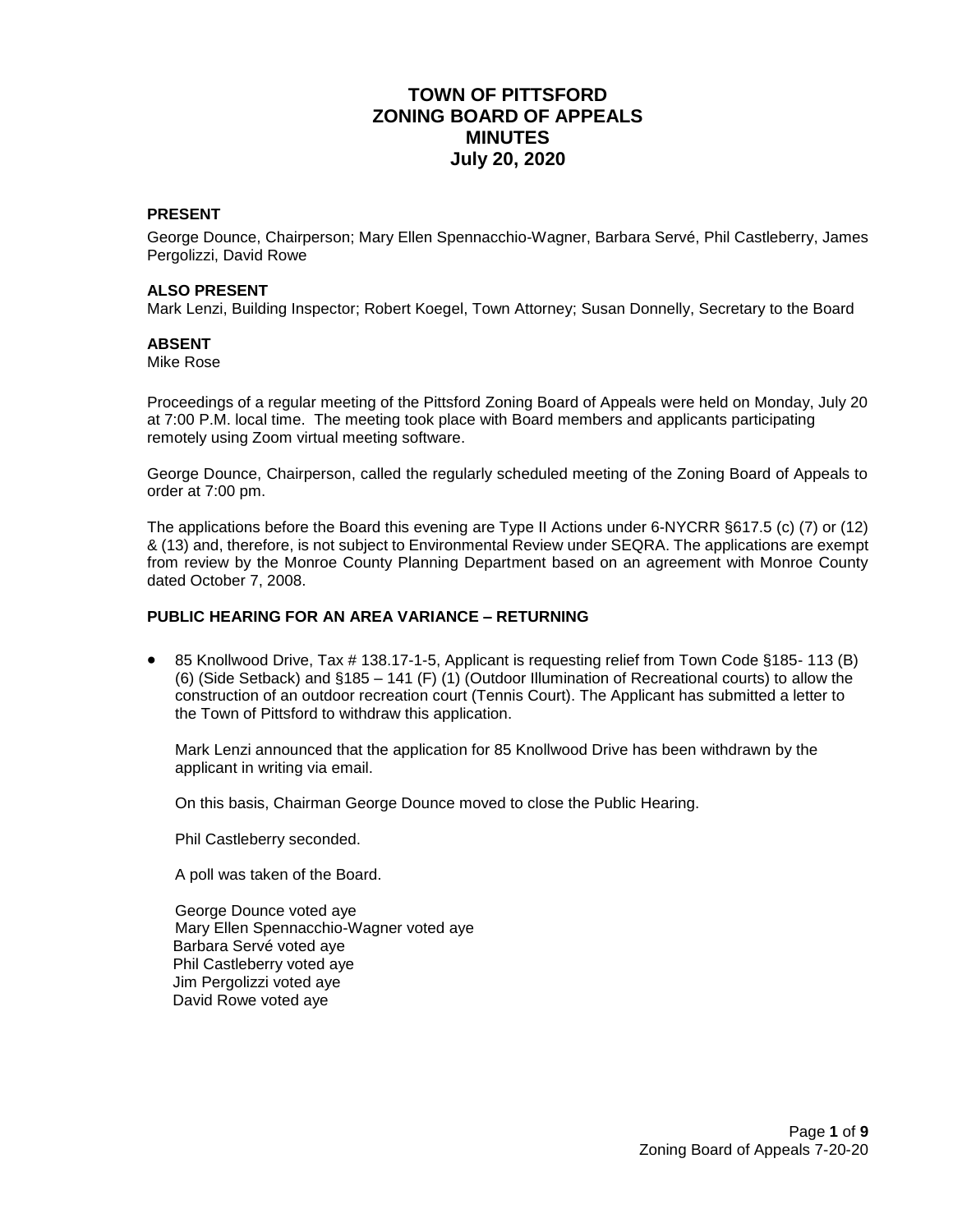# TOWN OF PITTSFORD
# ZONING BOARD OF APPEALS
# MINUTES
# July 20, 2020

**PRESENT**

George Dounce, Chairperson; Mary Ellen Spennacchio-Wagner, Barbara Servé, Phil Castleberry, James Pergolizzi, David Rowe

**ALSO PRESENT**

Mark Lenzi, Building Inspector; Robert Koegel, Town Attorney; Susan Donnelly, Secretary to the Board

**ABSENT**

Mike Rose

Proceedings of a regular meeting of the Pittsford Zoning Board of Appeals were held on Monday, July 20 at 7:00 P.M. local time. The meeting took place with Board members and applicants participating remotely using Zoom virtual meeting software.

George Dounce, Chairperson, called the regularly scheduled meeting of the Zoning Board of Appeals to order at 7:00 pm.

The applications before the Board this evening are Type II Actions under 6-NYCRR §617.5 (c) (7) or (12) & (13) and, therefore, is not subject to Environmental Review under SEQRA. The applications are exempt from review by the Monroe County Planning Department based on an agreement with Monroe County dated October 7, 2008.

**PUBLIC HEARING FOR AN AREA VARIANCE – RETURNING**

- 85 Knollwood Drive, Tax # 138.17-1-5, Applicant is requesting relief from Town Code §185- 113 (B) (6) (Side Setback) and §185 – 141 (F) (1) (Outdoor Illumination of Recreational courts) to allow the construction of an outdoor recreation court (Tennis Court). The Applicant has submitted a letter to the Town of Pittsford to withdraw this application.

  Mark Lenzi announced that the application for 85 Knollwood Drive has been withdrawn by the applicant in writing via email.

  On this basis, Chairman George Dounce moved to close the Public Hearing.

  Phil Castleberry seconded.

  A poll was taken of the Board.

  George Dounce voted aye
  Mary Ellen Spennacchio-Wagner voted aye
  Barbara Servé voted aye
  Phil Castleberry voted aye
  Jim Pergolizzi voted aye
  David Rowe voted aye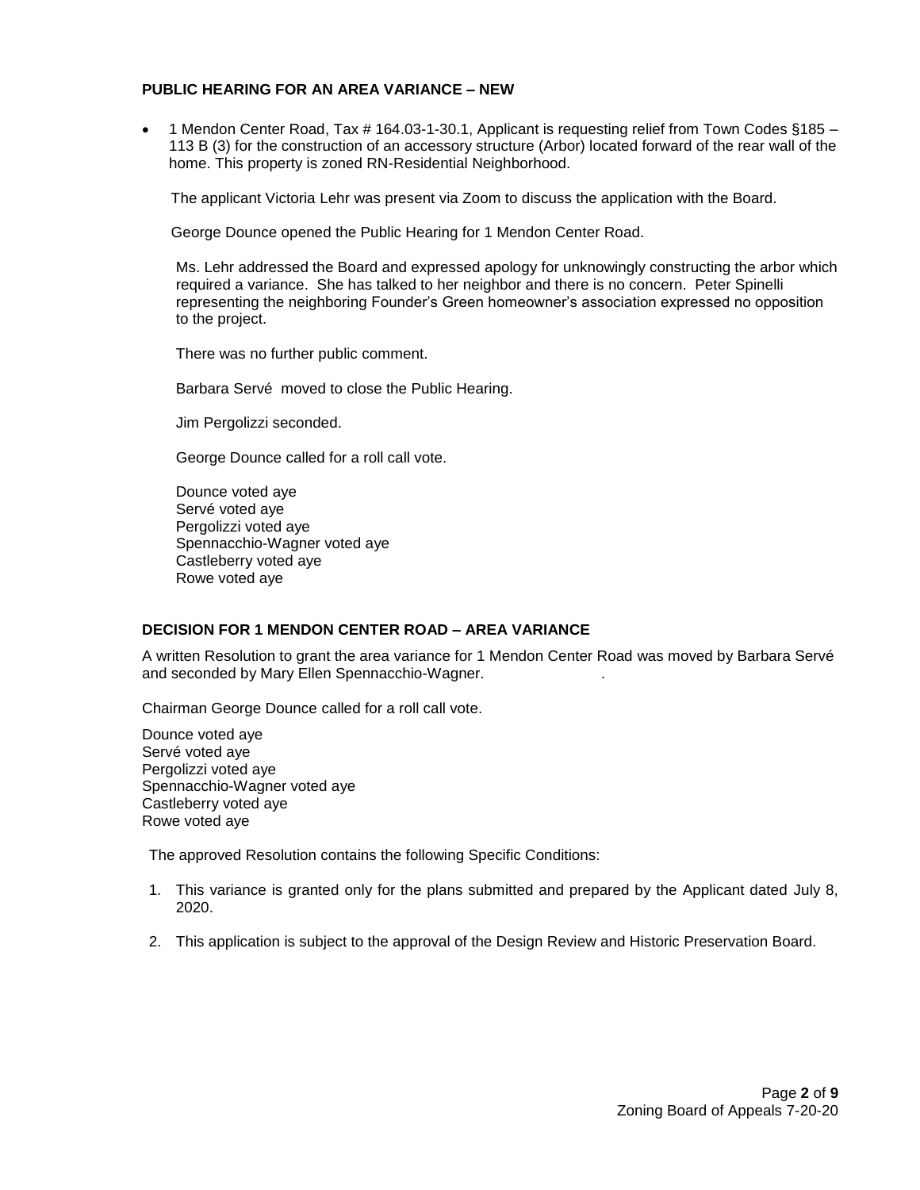**PUBLIC HEARING FOR AN AREA VARIANCE – NEW**

- 1 Mendon Center Road, Tax # 164.03-1-30.1, Applicant is requesting relief from Town Codes §185 – 113 B (3) for the construction of an accessory structure (Arbor) located forward of the rear wall of the home. This property is zoned RN-Residential Neighborhood.

  The applicant Victoria Lehr was present via Zoom to discuss the application with the Board.

  George Dounce opened the Public Hearing for 1 Mendon Center Road.

  Ms. Lehr addressed the Board and expressed apology for unknowingly constructing the arbor which required a variance. She has talked to her neighbor and there is no concern. Peter Spinelli representing the neighboring Founder's Green homeowner's association expressed no opposition to the project.

  There was no further public comment.

  Barbara Servé moved to close the Public Hearing.

  Jim Pergolizzi seconded.

  George Dounce called for a roll call vote.

  Dounce voted aye
  Servé voted aye
  Pergolizzi voted aye
  Spennacchio-Wagner voted aye
  Castleberry voted aye
  Rowe voted aye

**DECISION FOR 1 MENDON CENTER ROAD – AREA VARIANCE**

A written Resolution to grant the area variance for 1 Mendon Center Road was moved by Barbara Servé and seconded by Mary Ellen Spennacchio-Wagner.

Chairman George Dounce called for a roll call vote.

Dounce voted aye
Servé voted aye
Pergolizzi voted aye
Spennacchio-Wagner voted aye
Castleberry voted aye
Rowe voted aye

The approved Resolution contains the following Specific Conditions:

1. This variance is granted only for the plans submitted and prepared by the Applicant dated July 8, 2020.
2. This application is subject to the approval of the Design Review and Historic Preservation Board.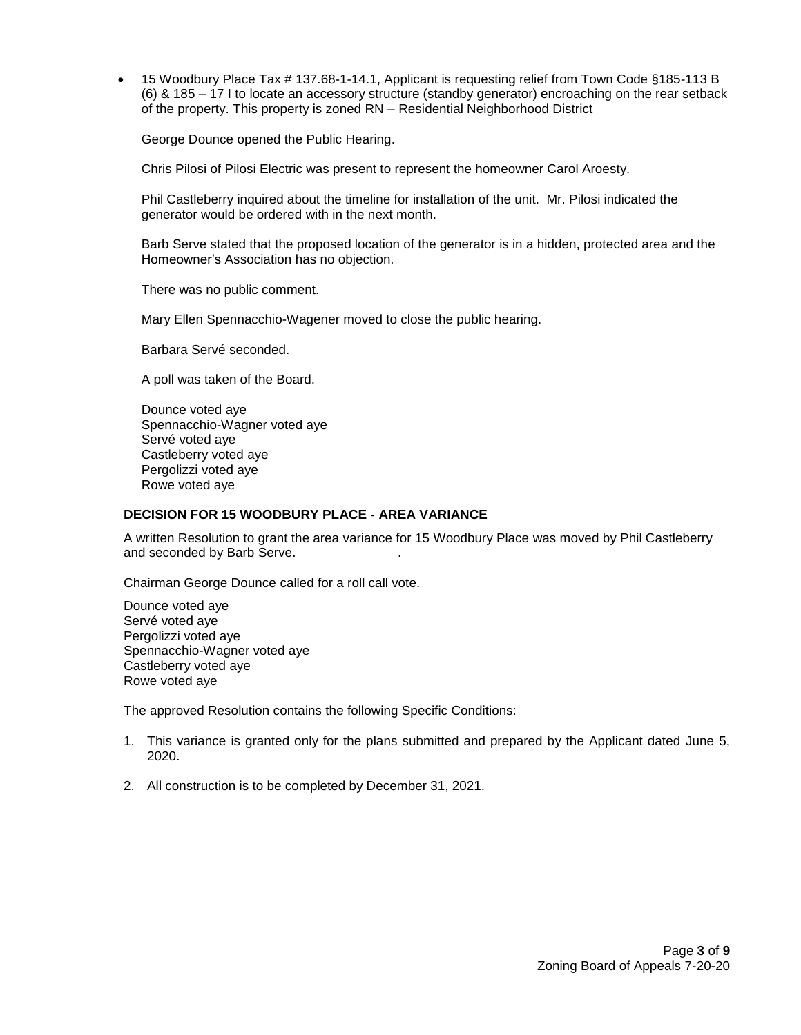- 15 Woodbury Place Tax # 137.68-1-14.1, Applicant is requesting relief from Town Code §185-113 B (6) & 185 – 17 I to locate an accessory structure (standby generator) encroaching on the rear setback of the property. This property is zoned RN – Residential Neighborhood District

  George Dounce opened the Public Hearing.

  Chris Pilosi of Pilosi Electric was present to represent the homeowner Carol Aroesty.

  Phil Castleberry inquired about the timeline for installation of the unit. Mr. Pilosi indicated the generator would be ordered with in the next month.

  Barb Serve stated that the proposed location of the generator is in a hidden, protected area and the Homeowner's Association has no objection.

  There was no public comment.

  Mary Ellen Spennacchio-Wagener moved to close the public hearing.

  Barbara Servé seconded.

  A poll was taken of the Board.

  Dounce voted aye
  Spennacchio-Wagner voted aye
  Servé voted aye
  Castleberry voted aye
  Pergolizzi voted aye
  Rowe voted aye

**DECISION FOR 15 WOODBURY PLACE - AREA VARIANCE**

A written Resolution to grant the area variance for 15 Woodbury Place was moved by Phil Castleberry and seconded by Barb Serve.

Chairman George Dounce called for a roll call vote.

Dounce voted aye
Servé voted aye
Pergolizzi voted aye
Spennacchio-Wagner voted aye
Castleberry voted aye
Rowe voted aye

The approved Resolution contains the following Specific Conditions:

1. This variance is granted only for the plans submitted and prepared by the Applicant dated June 5, 2020.

2. All construction is to be completed by December 31, 2021.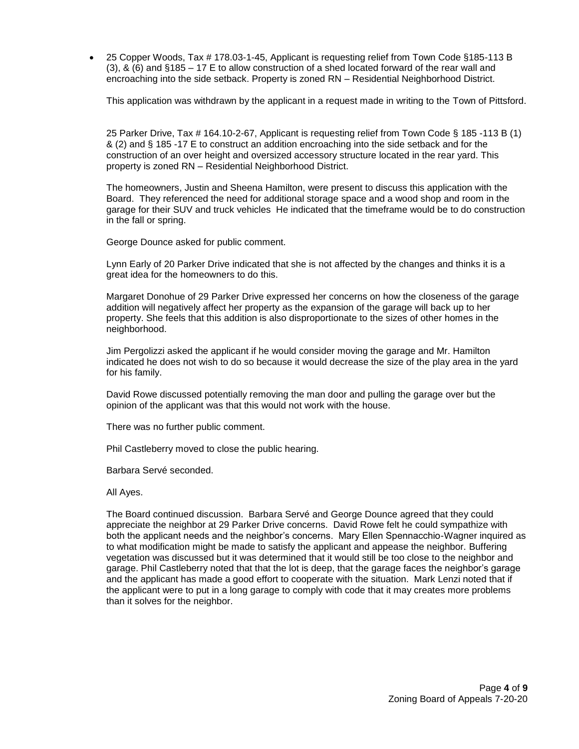- 25 Copper Woods, Tax # 178.03-1-45, Applicant is requesting relief from Town Code §185-113 B (3), & (6) and §185 – 17 E to allow construction of a shed located forward of the rear wall and encroaching into the side setback. Property is zoned RN – Residential Neighborhood District.

  This application was withdrawn by the applicant in a request made in writing to the Town of Pittsford.

25 Parker Drive, Tax # 164.10-2-67, Applicant is requesting relief from Town Code § 185 -113 B (1) & (2) and § 185 -17 E to construct an addition encroaching into the side setback and for the construction of an over height and oversized accessory structure located in the rear yard. This property is zoned RN – Residential Neighborhood District.

The homeowners, Justin and Sheena Hamilton, were present to discuss this application with the Board. They referenced the need for additional storage space and a wood shop and room in the garage for their SUV and truck vehicles He indicated that the timeframe would be to do construction in the fall or spring.

George Dounce asked for public comment.

Lynn Early of 20 Parker Drive indicated that she is not affected by the changes and thinks it is a great idea for the homeowners to do this.

Margaret Donohue of 29 Parker Drive expressed her concerns on how the closeness of the garage addition will negatively affect her property as the expansion of the garage will back up to her property. She feels that this addition is also disproportionate to the sizes of other homes in the neighborhood.

Jim Pergolizzi asked the applicant if he would consider moving the garage and Mr. Hamilton indicated he does not wish to do so because it would decrease the size of the play area in the yard for his family.

David Rowe discussed potentially removing the man door and pulling the garage over but the opinion of the applicant was that this would not work with the house.

There was no further public comment.

Phil Castleberry moved to close the public hearing.

Barbara Servé seconded.

All Ayes.

The Board continued discussion. Barbara Servé and George Dounce agreed that they could appreciate the neighbor at 29 Parker Drive concerns. David Rowe felt he could sympathize with both the applicant needs and the neighbor's concerns. Mary Ellen Spennacchio-Wagner inquired as to what modification might be made to satisfy the applicant and appease the neighbor. Buffering vegetation was discussed but it was determined that it would still be too close to the neighbor and garage. Phil Castleberry noted that that the lot is deep, that the garage faces the neighbor's garage and the applicant has made a good effort to cooperate with the situation. Mark Lenzi noted that if the applicant were to put in a long garage to comply with code that it may creates more problems than it solves for the neighbor.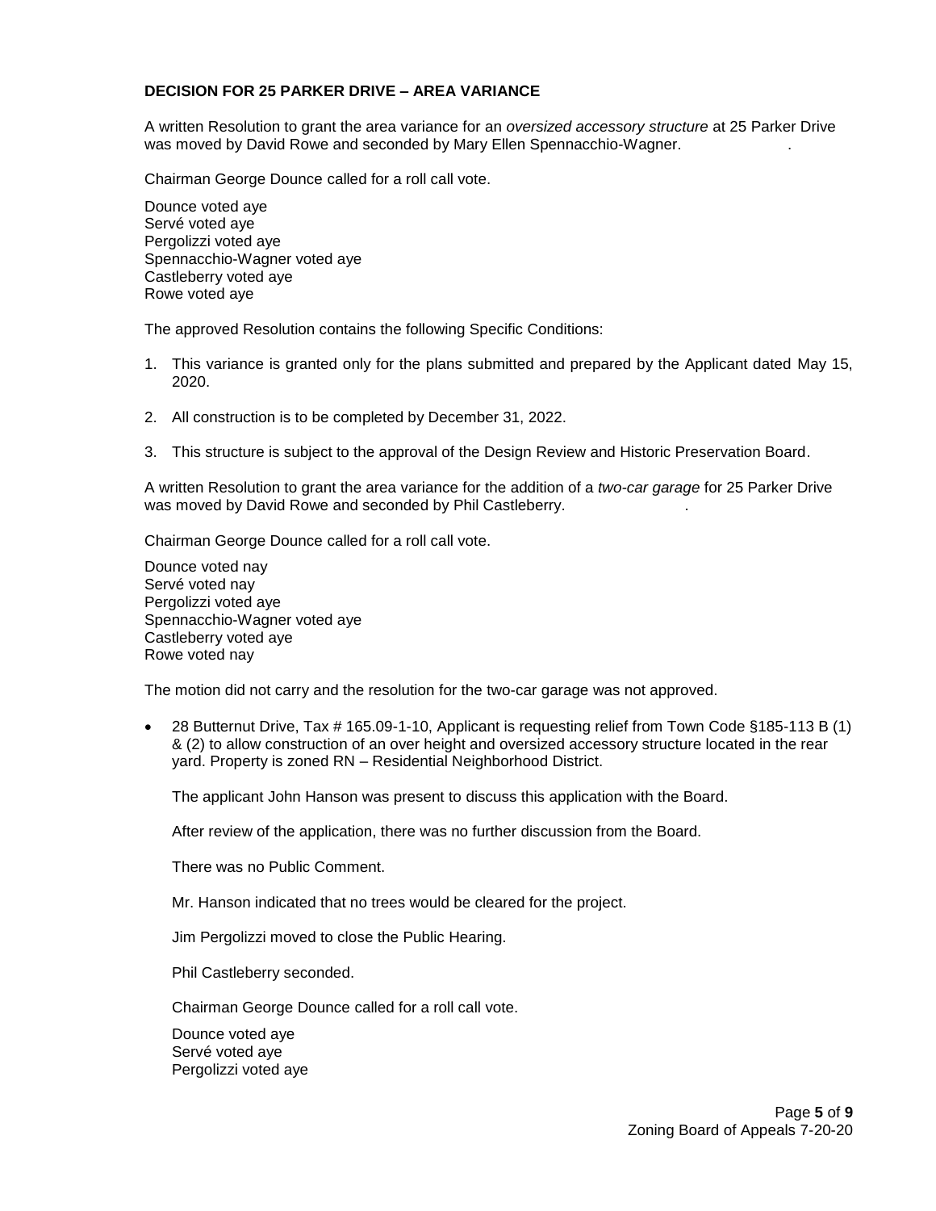**DECISION FOR 25 PARKER DRIVE – AREA VARIANCE**

A written Resolution to grant the area variance for an *oversized accessory structure* at 25 Parker Drive was moved by David Rowe and seconded by Mary Ellen Spennacchio-Wagner.

Chairman George Dounce called for a roll call vote.

Dounce voted aye
Servé voted aye
Pergolizzi voted aye
Spennacchio-Wagner voted aye
Castleberry voted aye
Rowe voted aye

The approved Resolution contains the following Specific Conditions:

1. This variance is granted only for the plans submitted and prepared by the Applicant dated May 15, 2020.

2. All construction is to be completed by December 31, 2022.

3. This structure is subject to the approval of the Design Review and Historic Preservation Board.

A written Resolution to grant the area variance for the addition of a *two-car garage* for 25 Parker Drive was moved by David Rowe and seconded by Phil Castleberry.

Chairman George Dounce called for a roll call vote.

Dounce voted nay
Servé voted nay
Pergolizzi voted aye
Spennacchio-Wagner voted aye
Castleberry voted aye
Rowe voted nay

The motion did not carry and the resolution for the two-car garage was not approved.

- 28 Butternut Drive, Tax # 165.09-1-10, Applicant is requesting relief from Town Code §185-113 B (1) & (2) to allow construction of an over height and oversized accessory structure located in the rear yard. Property is zoned RN – Residential Neighborhood District.

  The applicant John Hanson was present to discuss this application with the Board.

  After review of the application, there was no further discussion from the Board.

  There was no Public Comment.

  Mr. Hanson indicated that no trees would be cleared for the project.

  Jim Pergolizzi moved to close the Public Hearing.

  Phil Castleberry seconded.

  Chairman George Dounce called for a roll call vote.

  Dounce voted aye
  Servé voted aye
  Pergolizzi voted aye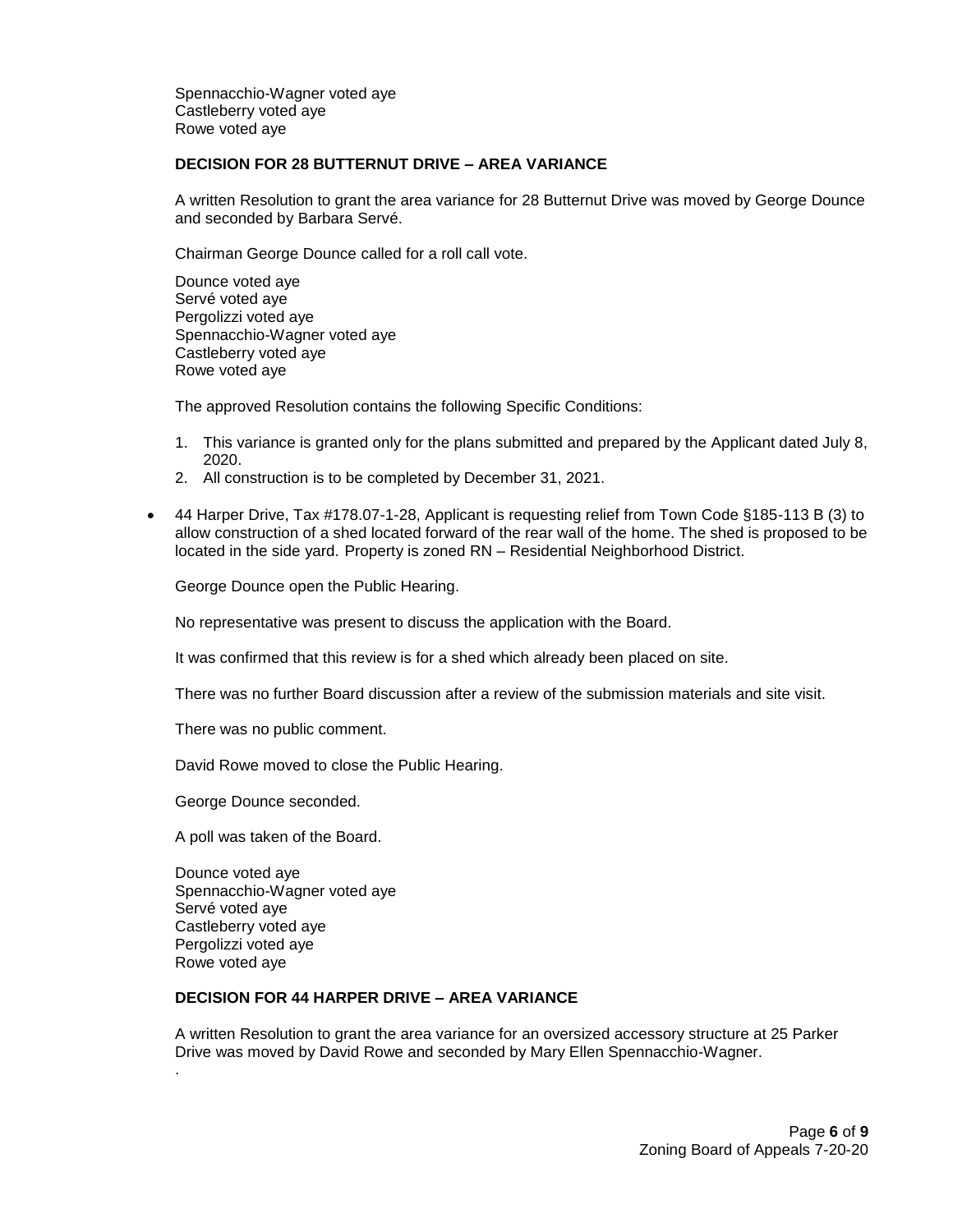Spennacchio-Wagner voted aye
Castleberry voted aye
Rowe voted aye

**DECISION FOR 28 BUTTERNUT DRIVE – AREA VARIANCE**

A written Resolution to grant the area variance for 28 Butternut Drive was moved by George Dounce and seconded by Barbara Servé.

Chairman George Dounce called for a roll call vote.

Dounce voted aye
Servé voted aye
Pergolizzi voted aye
Spennacchio-Wagner voted aye
Castleberry voted aye
Rowe voted aye

The approved Resolution contains the following Specific Conditions:

1. This variance is granted only for the plans submitted and prepared by the Applicant dated July 8, 2020.
2. All construction is to be completed by December 31, 2021.

- 44 Harper Drive, Tax #178.07-1-28, Applicant is requesting relief from Town Code §185-113 B (3) to allow construction of a shed located forward of the rear wall of the home. The shed is proposed to be located in the side yard. Property is zoned RN – Residential Neighborhood District.

George Dounce open the Public Hearing.

No representative was present to discuss the application with the Board.

It was confirmed that this review is for a shed which already been placed on site.

There was no further Board discussion after a review of the submission materials and site visit.

There was no public comment.

David Rowe moved to close the Public Hearing.

George Dounce seconded.

A poll was taken of the Board.

Dounce voted aye
Spennacchio-Wagner voted aye
Servé voted aye
Castleberry voted aye
Pergolizzi voted aye
Rowe voted aye

**DECISION FOR 44 HARPER DRIVE – AREA VARIANCE**

A written Resolution to grant the area variance for an oversized accessory structure at 25 Parker Drive was moved by David Rowe and seconded by Mary Ellen Spennacchio-Wagner.

.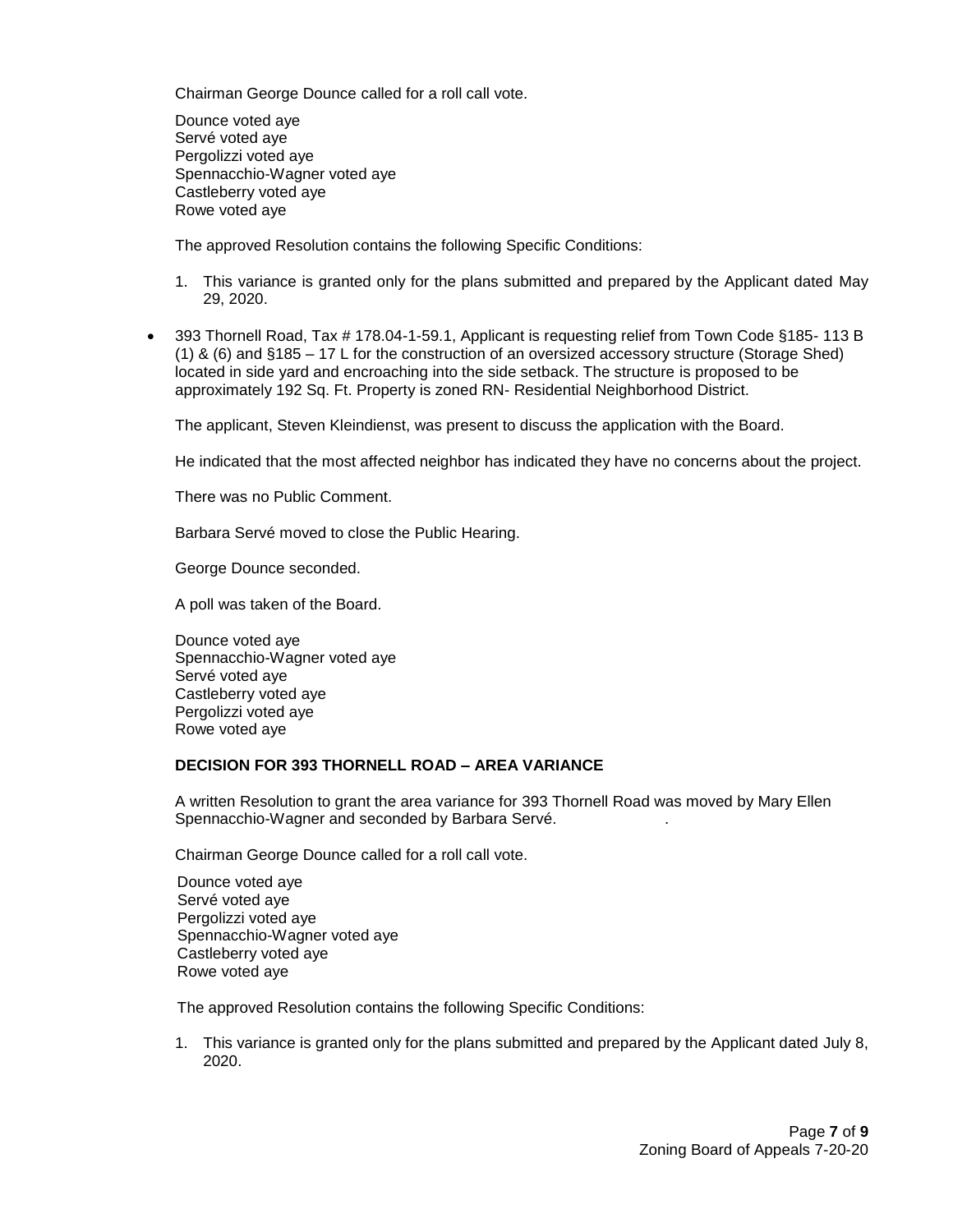Chairman George Dounce called for a roll call vote.

Dounce voted aye
Servé voted aye
Pergolizzi voted aye
Spennacchio-Wagner voted aye
Castleberry voted aye
Rowe voted aye

The approved Resolution contains the following Specific Conditions:

1. This variance is granted only for the plans submitted and prepared by the Applicant dated May 29, 2020.

- 393 Thornell Road, Tax # 178.04-1-59.1, Applicant is requesting relief from Town Code §185- 113 B (1) & (6) and §185 – 17 L for the construction of an oversized accessory structure (Storage Shed) located in side yard and encroaching into the side setback. The structure is proposed to be approximately 192 Sq. Ft. Property is zoned RN- Residential Neighborhood District.

  The applicant, Steven Kleindienst, was present to discuss the application with the Board.

  He indicated that the most affected neighbor has indicated they have no concerns about the project.

  There was no Public Comment.

  Barbara Servé moved to close the Public Hearing.

  George Dounce seconded.

  A poll was taken of the Board.

  Dounce voted aye
  Spennacchio-Wagner voted aye
  Servé voted aye
  Castleberry voted aye
  Pergolizzi voted aye
  Rowe voted aye

**DECISION FOR 393 THORNELL ROAD – AREA VARIANCE**

A written Resolution to grant the area variance for 393 Thornell Road was moved by Mary Ellen Spennacchio-Wagner and seconded by Barbara Servé.

Chairman George Dounce called for a roll call vote.

Dounce voted aye
Servé voted aye
Pergolizzi voted aye
Spennacchio-Wagner voted aye
Castleberry voted aye
Rowe voted aye

The approved Resolution contains the following Specific Conditions:

1. This variance is granted only for the plans submitted and prepared by the Applicant dated July 8, 2020.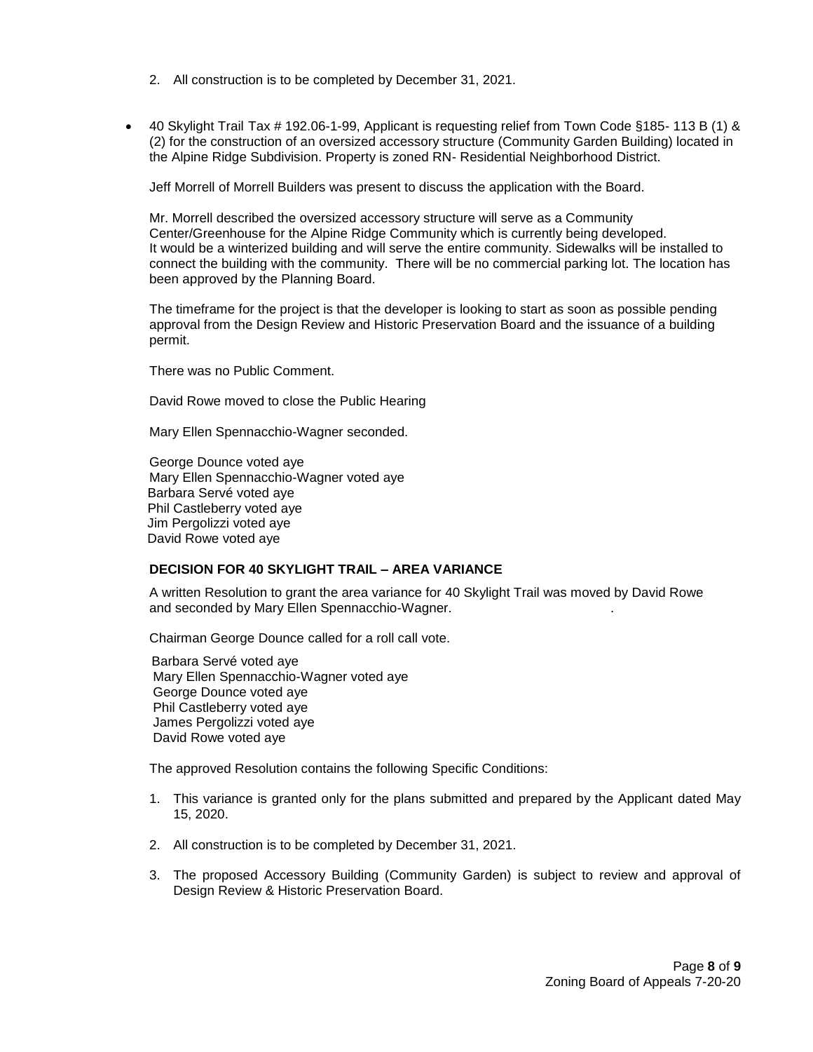2. All construction is to be completed by December 31, 2021.

- 40 Skylight Trail Tax # 192.06-1-99, Applicant is requesting relief from Town Code §185- 113 B (1) & (2) for the construction of an oversized accessory structure (Community Garden Building) located in the Alpine Ridge Subdivision. Property is zoned RN- Residential Neighborhood District.

  Jeff Morrell of Morrell Builders was present to discuss the application with the Board.

  Mr. Morrell described the oversized accessory structure will serve as a Community Center/Greenhouse for the Alpine Ridge Community which is currently being developed. It would be a winterized building and will serve the entire community. Sidewalks will be installed to connect the building with the community. There will be no commercial parking lot. The location has been approved by the Planning Board.

  The timeframe for the project is that the developer is looking to start as soon as possible pending approval from the Design Review and Historic Preservation Board and the issuance of a building permit.

  There was no Public Comment.

  David Rowe moved to close the Public Hearing

  Mary Ellen Spennacchio-Wagner seconded.

  George Dounce voted aye
  Mary Ellen Spennacchio-Wagner voted aye
  Barbara Servé voted aye
  Phil Castleberry voted aye
  Jim Pergolizzi voted aye
  David Rowe voted aye

  **DECISION FOR 40 SKYLIGHT TRAIL – AREA VARIANCE**

  A written Resolution to grant the area variance for 40 Skylight Trail was moved by David Rowe and seconded by Mary Ellen Spennacchio-Wagner.

  Chairman George Dounce called for a roll call vote.

  Barbara Servé voted aye
  Mary Ellen Spennacchio-Wagner voted aye
  George Dounce voted aye
  Phil Castleberry voted aye
  James Pergolizzi voted aye
  David Rowe voted aye

  The approved Resolution contains the following Specific Conditions:

  1. This variance is granted only for the plans submitted and prepared by the Applicant dated May 15, 2020.
  2. All construction is to be completed by December 31, 2021.
  3. The proposed Accessory Building (Community Garden) is subject to review and approval of Design Review & Historic Preservation Board.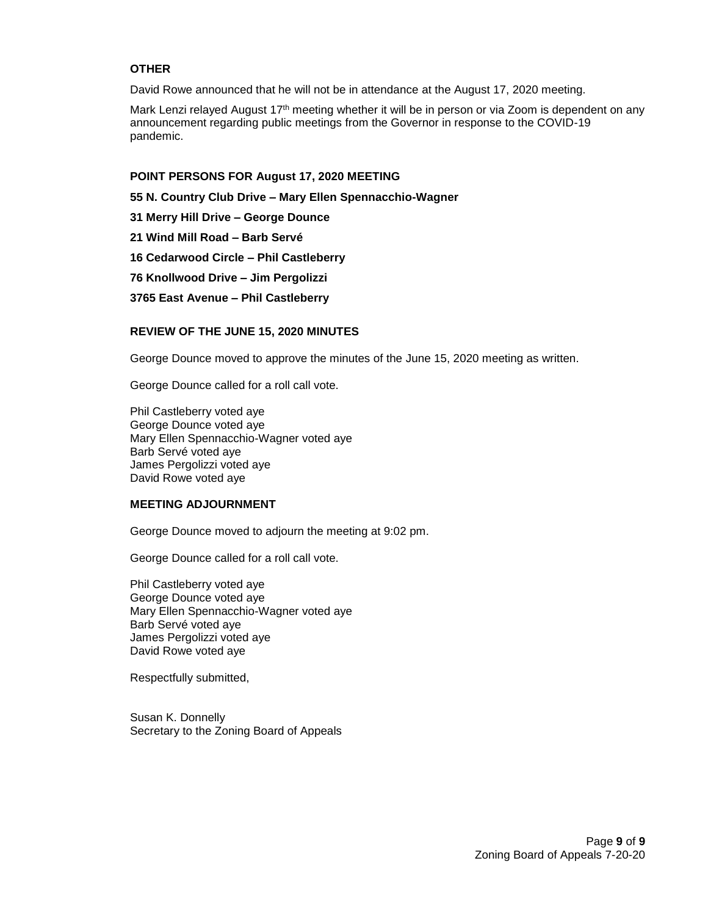**OTHER**

David Rowe announced that he will not be in attendance at the August 17, 2020 meeting.

Mark Lenzi relayed August 17th meeting whether it will be in person or via Zoom is dependent on any announcement regarding public meetings from the Governor in response to the COVID-19 pandemic.

**POINT PERSONS FOR August 17, 2020 MEETING**

**55 N. Country Club Drive – Mary Ellen Spennacchio-Wagner**

**31 Merry Hill Drive – George Dounce**

**21 Wind Mill Road – Barb Servé**

**16 Cedarwood Circle – Phil Castleberry**

**76 Knollwood Drive – Jim Pergolizzi**

**3765 East Avenue – Phil Castleberry**

**REVIEW OF THE JUNE 15, 2020 MINUTES**

George Dounce moved to approve the minutes of the June 15, 2020 meeting as written.

George Dounce called for a roll call vote.

Phil Castleberry voted aye
George Dounce voted aye
Mary Ellen Spennacchio-Wagner voted aye
Barb Servé voted aye
James Pergolizzi voted aye
David Rowe voted aye

**MEETING ADJOURNMENT**

George Dounce moved to adjourn the meeting at 9:02 pm.

George Dounce called for a roll call vote.

Phil Castleberry voted aye
George Dounce voted aye
Mary Ellen Spennacchio-Wagner voted aye
Barb Servé voted aye
James Pergolizzi voted aye
David Rowe voted aye

Respectfully submitted,

Susan K. Donnelly
Secretary to the Zoning Board of Appeals